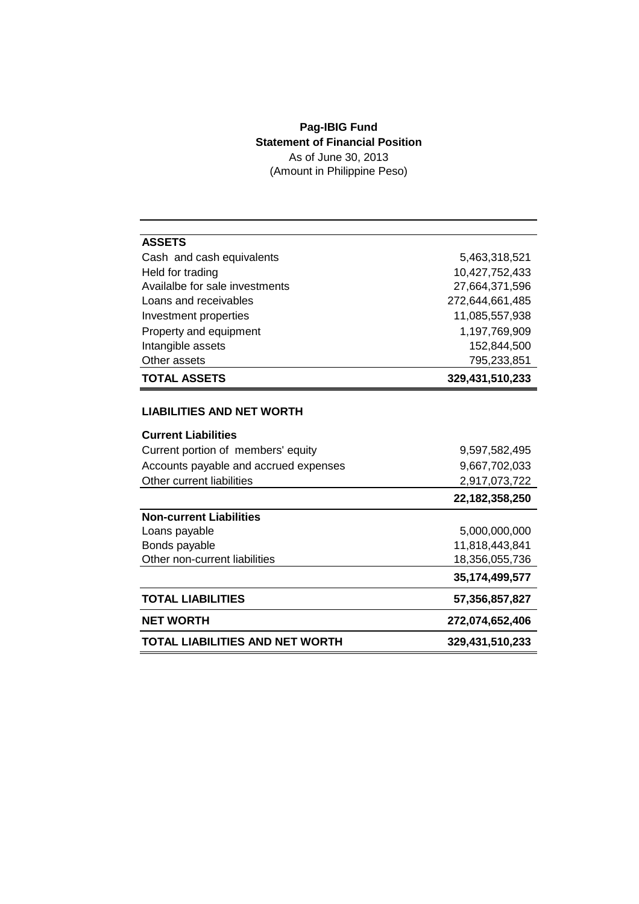**Pag-IBIG Fund**

**Statement of Financial Position**

As of June 30, 2013

(Amount in Philippine Peso)

| | |
|---|---:|
| **ASSETS** | |
| Cash and cash equivalents | 5,463,318,521 |
| Held for trading | 10,427,752,433 |
| Availalbe for sale investments | 27,664,371,596 |
| Loans and receivables | 272,644,661,485 |
| Investment properties | 11,085,557,938 |
| Property and equipment | 1,197,769,909 |
| Intangible assets | 152,844,500 |
| Other assets | 795,233,851 |
| **TOTAL ASSETS** | **329,431,510,233** |
| | |
| **LIABILITIES AND NET WORTH** | |
| | |
| **Current Liabilities** | |
| Current portion of members' equity | 9,597,582,495 |
| Accounts payable and accrued expenses | 9,667,702,033 |
| Other current liabilities | 2,917,073,722 |
| | **22,182,358,250** |
| **Non-current Liabilities** | |
| Loans payable | 5,000,000,000 |
| Bonds payable | 11,818,443,841 |
| Other non-current liabilities | 18,356,055,736 |
| | **35,174,499,577** |
| **TOTAL LIABILITIES** | **57,356,857,827** |
| **NET WORTH** | **272,074,652,406** |
| **TOTAL LIABILITIES AND NET WORTH** | **329,431,510,233** |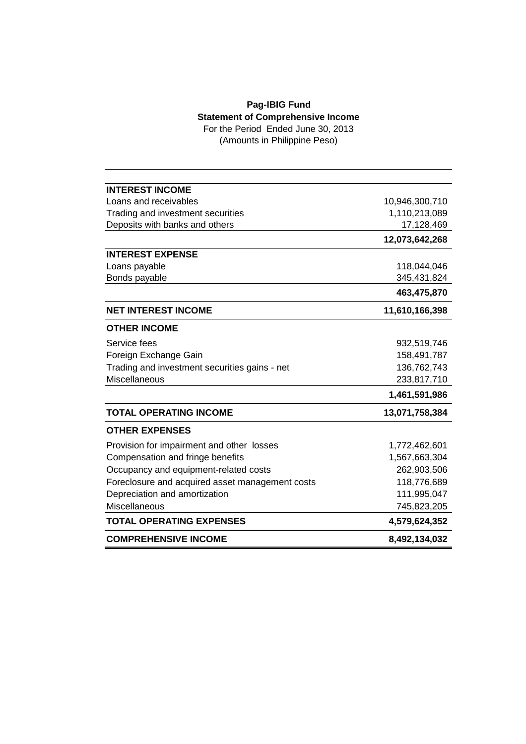**Pag-IBIG Fund**
**Statement of Comprehensive Income**
For the Period Ended June 30, 2013
(Amounts in Philippine Peso)

| | |
|---|---:|
| **INTEREST INCOME** | |
| Loans and receivables | 10,946,300,710 |
| Trading and investment securities | 1,110,213,089 |
| Deposits with banks and others | 17,128,469 |
| | **12,073,642,268** |
| **INTEREST EXPENSE** | |
| Loans payable | 118,044,046 |
| Bonds payable | 345,431,824 |
| | **463,475,870** |
| **NET INTEREST INCOME** | **11,610,166,398** |
| **OTHER INCOME** | |
| Service fees | 932,519,746 |
| Foreign Exchange Gain | 158,491,787 |
| Trading and investment securities gains - net | 136,762,743 |
| Miscellaneous | 233,817,710 |
| | **1,461,591,986** |
| **TOTAL OPERATING INCOME** | **13,071,758,384** |
| **OTHER EXPENSES** | |
| Provision for impairment and other losses | 1,772,462,601 |
| Compensation and fringe benefits | 1,567,663,304 |
| Occupancy and equipment-related costs | 262,903,506 |
| Foreclosure and acquired asset management costs | 118,776,689 |
| Depreciation and amortization | 111,995,047 |
| Miscellaneous | 745,823,205 |
| **TOTAL OPERATING EXPENSES** | **4,579,624,352** |
| **COMPREHENSIVE INCOME** | **8,492,134,032** |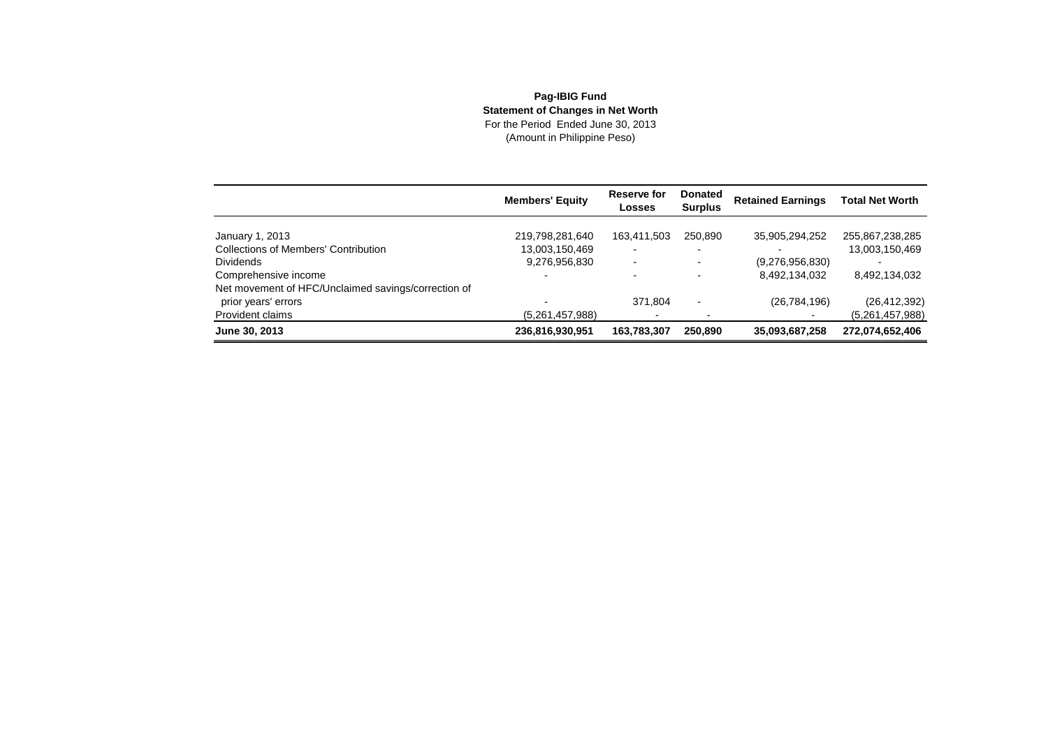**Pag-IBIG Fund**
**Statement of Changes in Net Worth**
For the Period Ended June 30, 2013
(Amount in Philippine Peso)

| | Members' Equity | Reserve for Losses | Donated Surplus | Retained Earnings | Total Net Worth |
|---|---|---|---|---|---|
| January 1, 2013 | 219,798,281,640 | 163,411,503 | 250,890 | 35,905,294,252 | 255,867,238,285 |
| Collections of Members' Contribution | 13,003,150,469 | - | - | - | 13,003,150,469 |
| Dividends | 9,276,956,830 | - | - | (9,276,956,830) | - |
| Comprehensive income | - | - | - | 8,492,134,032 | 8,492,134,032 |
| Net movement of HFC/Unclaimed savings/correction of prior years' errors | - | 371,804 | - | (26,784,196) | (26,412,392) |
| Provident claims | (5,261,457,988) | - | - | - | (5,261,457,988) |
| **June 30, 2013** | **236,816,930,951** | **163,783,307** | **250,890** | **35,093,687,258** | **272,074,652,406** |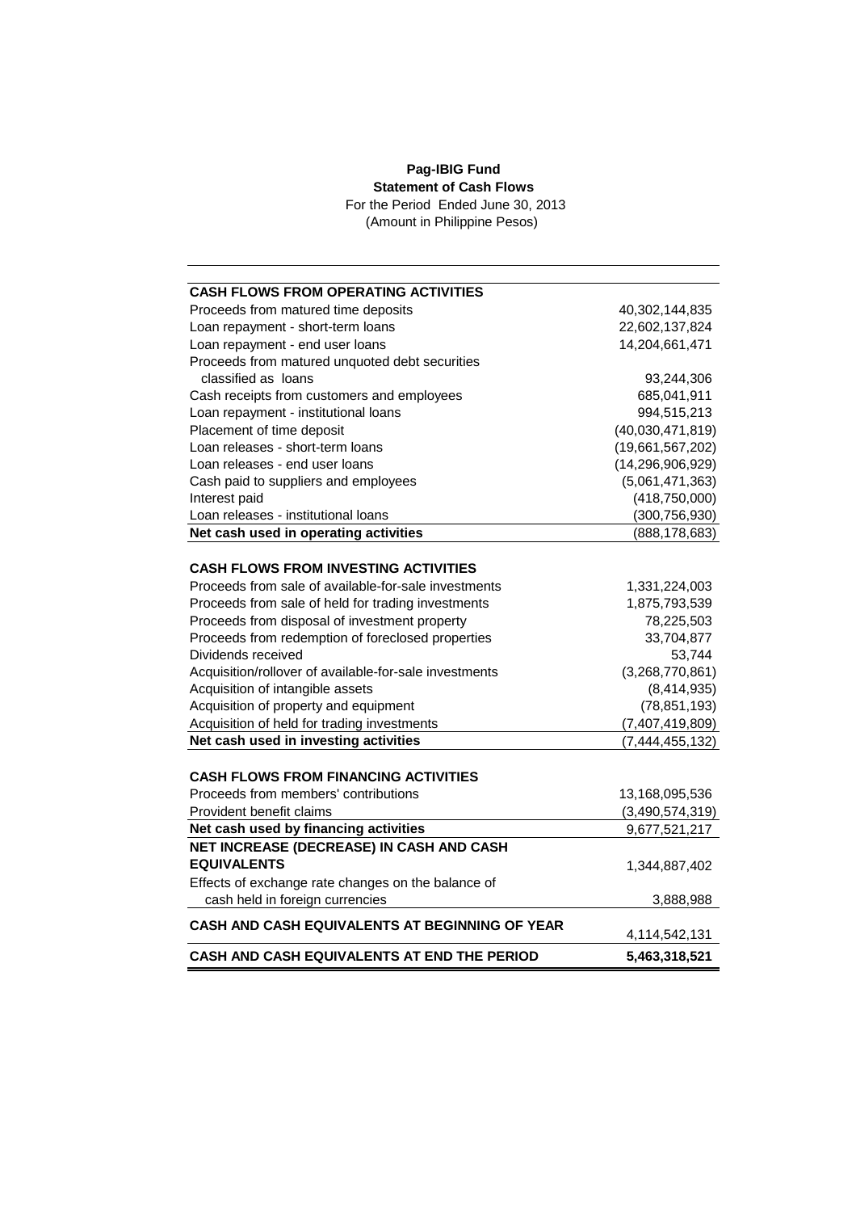**Pag-IBIG Fund**

**Statement of Cash Flows**

For the Period Ended June 30, 2013

(Amount in Philippine Pesos)

| | |
|---|---|
| **CASH FLOWS FROM OPERATING ACTIVITIES** | |
| Proceeds from matured time deposits | 40,302,144,835 |
| Loan repayment - short-term loans | 22,602,137,824 |
| Loan repayment - end user loans | 14,204,661,471 |
| Proceeds from matured unquoted debt securities classified as loans | 93,244,306 |
| Cash receipts from customers and employees | 685,041,911 |
| Loan repayment - institutional loans | 994,515,213 |
| Placement of time deposit | (40,030,471,819) |
| Loan releases - short-term loans | (19,661,567,202) |
| Loan releases - end user loans | (14,296,906,929) |
| Cash paid to suppliers and employees | (5,061,471,363) |
| Interest paid | (418,750,000) |
| Loan releases - institutional loans | (300,756,930) |
| **Net cash used in operating activities** | (888,178,683) |
| | |
| **CASH FLOWS FROM INVESTING ACTIVITIES** | |
| Proceeds from sale of available-for-sale investments | 1,331,224,003 |
| Proceeds from sale of held for trading investments | 1,875,793,539 |
| Proceeds from disposal of investment property | 78,225,503 |
| Proceeds from redemption of foreclosed properties | 33,704,877 |
| Dividends received | 53,744 |
| Acquisition/rollover of available-for-sale investments | (3,268,770,861) |
| Acquisition of intangible assets | (8,414,935) |
| Acquisition of property and equipment | (78,851,193) |
| Acquisition of held for trading investments | (7,407,419,809) |
| **Net cash used in investing activities** | (7,444,455,132) |
| | |
| **CASH FLOWS FROM FINANCING ACTIVITIES** | |
| Proceeds from members' contributions | 13,168,095,536 |
| Provident benefit claims | (3,490,574,319) |
| **Net cash used by financing activities** | 9,677,521,217 |
| **NET INCREASE (DECREASE) IN CASH AND CASH EQUIVALENTS** | 1,344,887,402 |
| Effects of exchange rate changes on the balance of cash held in foreign currencies | 3,888,988 |
| **CASH AND CASH EQUIVALENTS AT BEGINNING OF YEAR** | 4,114,542,131 |
| **CASH AND CASH EQUIVALENTS AT END THE PERIOD** | **5,463,318,521** |